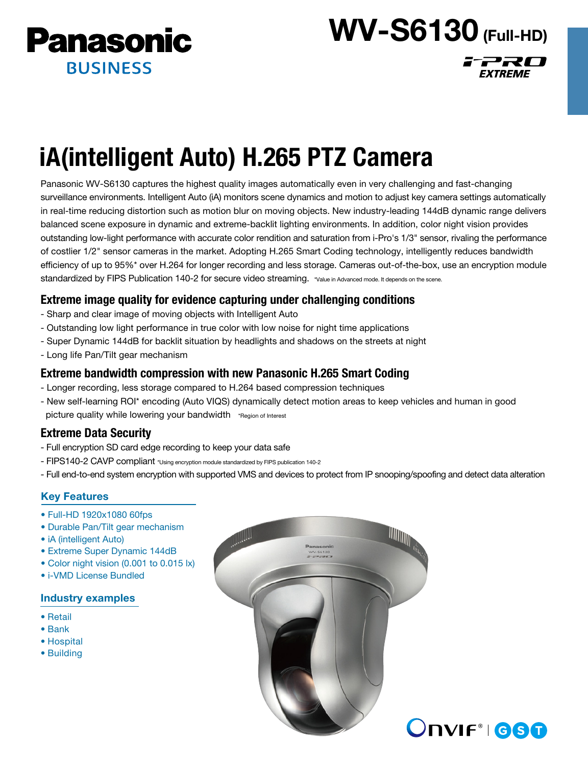Panasonic BUSINESS

# WV-S6130 (Full-HD)

i-PRO EXTREME

# iA(intelligent Auto) H.265 PTZ Camera

Panasonic WV-S6130 captures the highest quality images automatically even in very challenging and fast-changing surveillance environments. Intelligent Auto (iA) monitors scene dynamics and motion to adjust key camera settings automatically in real-time reducing distortion such as motion blur on moving objects. New industry-leading 144dB dynamic range delivers balanced scene exposure in dynamic and extreme-backlit lighting environments. In addition, color night vision provides outstanding low-light performance with accurate color rendition and saturation from i-Pro's 1/3" sensor, rivaling the performance of costlier 1/2" sensor cameras in the market. Adopting H.265 Smart Coding technology, intelligently reduces bandwidth efficiency of up to 95%* over H.264 for longer recording and less storage. Cameras out-of-the-box, use an encryption module standardized by FIPS Publication 140-2 for secure video streaming. *Value in Advanced mode. It depends on the scene.

## Extreme image quality for evidence capturing under challenging conditions

- Sharp and clear image of moving objects with Intelligent Auto
- Outstanding low light performance in true color with low noise for night time applications
- Super Dynamic 144dB for backlit situation by headlights and shadows on the streets at night
- Long life Pan/Tilt gear mechanism

## Extreme bandwidth compression with new Panasonic H.265 Smart Coding

- Longer recording, less storage compared to H.264 based compression techniques
- New self-learning ROI* encoding (Auto VIQS) dynamically detect motion areas to keep vehicles and human in good picture quality while lowering your bandwidth *Region of Interest

## Extreme Data Security

- Full encryption SD card edge recording to keep your data safe
- FIPS140-2 CAVP compliant *Using encryption module standardized by FIPS publication 140-2
- Full end-to-end system encryption with supported VMS and devices to protect from IP snooping/spoofing and detect data alteration

### Key Features

- Full-HD 1920x1080 60fps
- Durable Pan/Tilt gear mechanism
- iA (intelligent Auto)
- Extreme Super Dynamic 144dB
- Color night vision (0.001 to 0.015 lx)
- i-VMD License Bundled

### Industry examples

- Retail
- Bank
- Hospital
- Building

ONVIF® | GST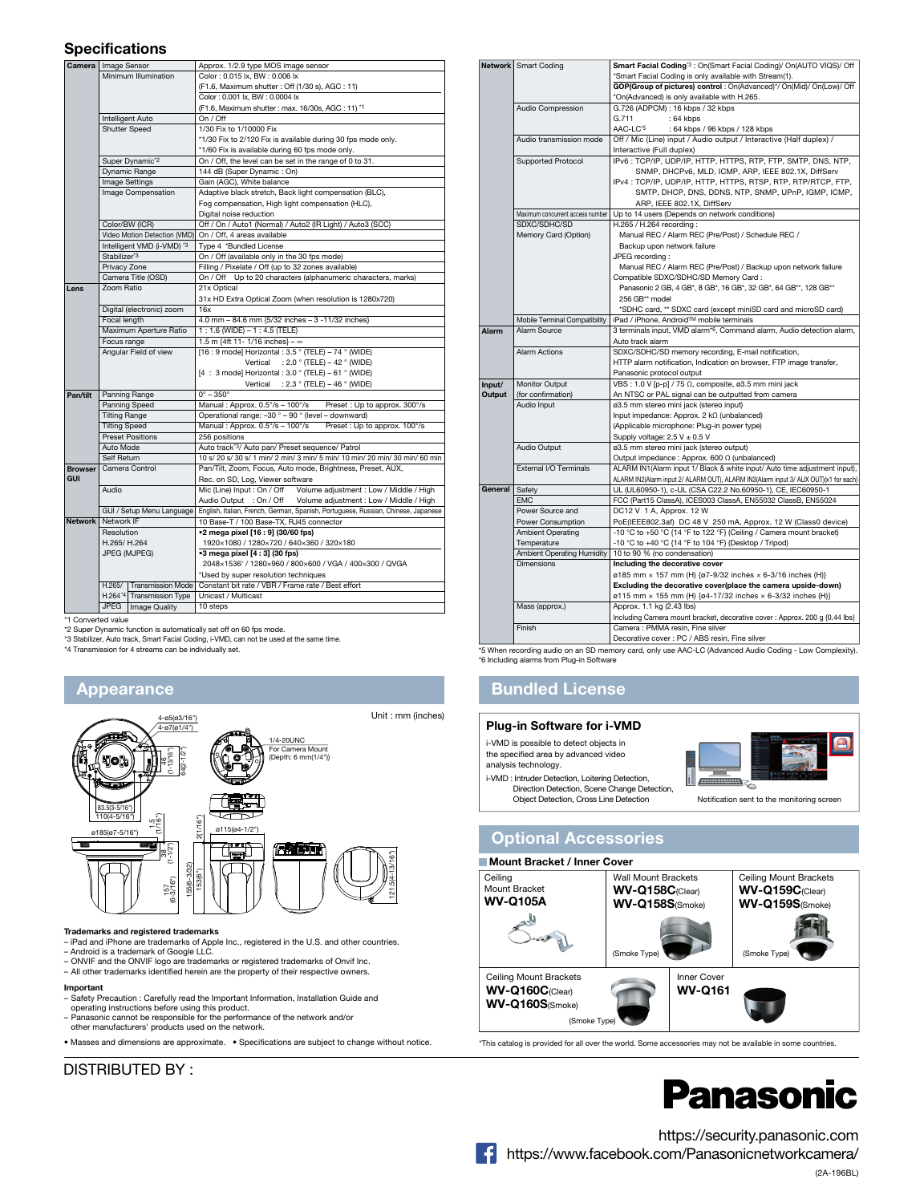## Specifications

| | | |
|---|---|---|
| Camera | Image Sensor | Approx. 1/2.9 type MOS image sensor |
| | Minimum Illumination | Color : 0.015 lx, BW : 0.006 lx (F1.6, Maximum shutter : Off (1/30 s), AGC : 11) Color : 0.001 lx, BW : 0.0004 lx (F1.6, Maximum shutter : max. 16/30s, AGC : 11) *1 |
| | Intelligent Auto | On / Off |
| | Shutter Speed | 1/30 Fix to 1/10000 Fix *1/30 Fix to 2/120 Fix is available during 30 fps mode only. *1/60 Fix is available during 60 fps mode only. |
| | Super Dynamic*2 | On / Off, the level can be set in the range of 0 to 31. |
| | Dynamic Range | 144 dB (Super Dynamic : On) |
| | Image Settings | Gain (AGC), White balance |
| | Image Compensation | Adaptive black stretch, Back light compensation (BLC), Fog compensation, High light compensation (HLC), Digital noise reduction |
| | Color/BW (ICR) | Off / On / Auto1 (Normal) / Auto2 (IR Light) / Auto3 (SCC) |
| | Video Motion Detection (VMD) | On / Off, 4 areas available |
| | Intelligent VMD (i-VMD) *3 | Type 4 *Bundled License |
| | Stabilizer*3 | On / Off (available only in the 30 fps mode) |
| | Privacy Zone | Filling / Pixelate / Off (up to 32 zones available) |
| | Camera Title (OSD) | On / Off Up to 20 characters (alphanumeric characters, marks) |
| Lens | Zoom Ratio | 21x Optical 31x HD Extra Optical Zoom (when resolution is 1280x720) |
| | Digital (electronic) zoom | 16x |
| | Focal length | 4.0 mm – 84.6 mm {5/32 inches – 3 -11/32 inches} |
| | Maximum Aperture Ratio | 1 : 1.6 (WIDE) – 1 : 4.5 (TELE) |
| | Focus range | 1.5 m {4ft 11- 1/16 inches} – ∞ |
| | Angular Field of view | [16 : 9 mode] Horizontal : 3.5 ° (TELE) – 74 ° (WIDE) Vertical : 2.0 ° (TELE) – 42 ° (WIDE) [4 : 3 mode] Horizontal : 3.0 ° (TELE) – 61 ° (WIDE) Vertical : 2.3 ° (TELE) – 46 ° (WIDE) |
| Pan/tilt | Panning Range | 0° – 350° |
| | Panning Speed | Manual : Approx. 0.5°/s – 100°/s Preset : Up to approx. 300°/s |
| | Tilting Range | Operational range: –30 ° – 90 ° (level – downward) |
| | Tilting Speed | Manual : Approx. 0.5°/s – 100°/s Preset : Up to approx. 100°/s |
| | Preset Positions | 256 positions |
| | Auto Mode | Auto track*3/ Auto pan/ Preset sequence/ Patrol |
| | Self Return | 10 s/ 20 s/ 30 s/ 1 min/ 2 min/ 3 min/ 5 min/ 10 min/ 20 min/ 30 min/ 60 min |
| Browser GUI | Camera Control | Pan/Tilt, Zoom, Focus, Auto mode, Brightness, Preset, AUX, Rec. on SD, Log, Viewer software |
| | Audio | Mic (Line) Input : On / Off Volume adjustment : Low / Middle / High Audio Output : On / Off Volume adjustment : Low / Middle / High |
| | GUI / Setup Menu Language | English, Italian, French, German, Spanish, Portuguese, Russian, Chinese, Japanese |
| Network | Network IF | 10 Base-T / 100 Base-TX, RJ45 connector |
| | Resolution H.265/ H.264 JPEG (MJPEG) | •2 mega pixel [16 : 9] (30/60 fps) 1920×1080 / 1280×720 / 640×360 / 320×180 •3 mega pixel [4 : 3] (30 fps) 2048×1536* / 1280×960 / 800×600 / VGA / 400×300 / QVGA *Used by super resolution techniques |
| | H.265/ H.264*4 Transmission Mode | Constant bit rate / VBR / Frame rate / Best effort |
| | H.265/ H.264*4 Transmission Type | Unicast / Multicast |
| | JPEG Image Quality | 10 steps |

*1 Converted value
*2 Super Dynamic function is automatically set off on 60 fps mode.
*3 Stabilizer, Auto track, Smart Facial Coding, i-VMD, can not be used at the same time.
*4 Transmission for 4 streams can be individually set.

| | | |
|---|---|---|
| Network | Smart Coding | Smart Facial Coding*3 : On(Smart Facial Coding)/ On(AUTO VIQS)/ Off *Smart Facial Coding is only available with Stream(1). GOP(Group of pictures) control : On(Advanced)*/ On(Mid)/ On(Low)/ Off *On(Advanced) is only available with H.265. |
| | Audio Compression | G.726 (ADPCM) : 16 kbps / 32 kbps G.711 : 64 kbps AAC-LC*5 : 64 kbps / 96 kbps / 128 kbps |
| | Audio transmission mode | Off / Mic (Line) input / Audio output / Interactive (Half duplex) / Interactive (Full duplex) |
| | Supported Protocol | IPv6 : TCP/IP, UDP/IP, HTTP, HTTPS, RTP, FTP, SMTP, DNS, NTP, SNMP, DHCPv6, MLD, ICMP, ARP, IEEE 802.1X, DiffServ IPv4 : TCP/IP, UDP/IP, HTTP, HTTPS, RTSP, RTP, RTP/RTCP, FTP, SMTP, DHCP, DNS, DDNS, NTP, SNMP, UPnP, IGMP, ICMP, ARP, IEEE 802.1X, DiffServ |
| | Maximum concurrent access number | Up to 14 users (Depends on network conditions) |
| | SDXC/SDHC/SD Memory Card (Option) | H.265 / H.264 recording : Manual REC / Alarm REC (Pre/Post) / Schedule REC / Backup upon network failure JPEG recording : Manual REC / Alarm REC (Pre/Post) / Backup upon network failure Compatible SDXC/SDHC/SD Memory Card : Panasonic 2 GB, 4 GB*, 8 GB*, 16 GB*, 32 GB*, 64 GB**, 128 GB** 256 GB** model *SDHC card, ** SDXC card (except miniSD card and microSD card) |
| | Mobile Terminal Compatibility | iPad / iPhone, Android™ mobile terminals |
| Alarm | Alarm Source | 3 terminals input, VMD alarm*6, Command alarm, Audio detection alarm, Auto track alarm |
| | Alarm Actions | SDXC/SDHC/SD memory recording, E-mail notification, HTTP alarm notification, Indication on browser, FTP image transfer, Panasonic protocol output |
| Input/ Output | Monitor Output (for confirmation) | VBS : 1.0 V [p-p] / 75 Ω, composite, ø3.5 mm mini jack An NTSC or PAL signal can be outputted from camera |
| | Audio Input | ø3.5 mm stereo mini jack (stereo input) Input impedance: Approx. 2 kΩ (unbalanced) (Applicable microphone: Plug-in power type) Supply voltage: 2.5 V ± 0.5 V |
| | Audio Output | ø3.5 mm stereo mini jack (stereo output) Output impedance : Approx. 600 Ω (unbalanced) |
| | External I/O Terminals | ALARM IN1(Alarm input 1/ Black & white input/ Auto time adjustment input), ALARM IN2(Alarm input 2/ ALARM OUT), ALARM IN3(Alarm input 3/ AUX OUT)(x1 for each) |
| General | Safety | UL (UL60950-1), c-UL (CSA C22.2 No.60950-1), CE, IEC60950-1 |
| | EMC | FCC (Part15 ClassA), ICES003 ClassA, EN55032 ClassB, EN55024 |
| | Power Source and Power Consumption | DC12 V 1 A, Approx. 12 W PoE(IEEE802.3af) DC 48 V 250 mA, Approx. 12 W (Class0 device) |
| | Ambient Operating Temperature | -10 °C to +50 °C {14 °F to 122 °F} (Ceiling / Camera mount bracket) -10 °C to +40 °C {14 °F to 104 °F} (Desktop / Tripod) |
| | Ambient Operating Humidity | 10 to 90 % (no condensation) |
| | Dimensions | **Including the decorative cover** ø185 mm × 157 mm (H) {ø7-9/32 inches × 6-3/16 inches (H)} **Excluding the decorative cover(place the camera upside-down)** ø115 mm × 155 mm (H) {ø4-17/32 inches × 6-3/32 inches (H)} |
| | Mass (approx.) | Approx. 1.1 kg {2.43 lbs} Including Camera mount bracket, decorative cover : Approx. 200 g {0.44 lbs} |
| | Finish | Camera : PMMA resin, Fine silver Decorative cover : PC / ABS resin, Fine silver |

*5 When recording audio on an SD memory card, only use AAC-LC (Advanced Audio Coding - Low Complexity).
*6 Including alarms from Plug-in Software

## Appearance

Unit : mm (inches)

4-ø5(ø3/16")
4-ø7(ø1/4")
46 (1-13/16")
64(2-1/2")
83.5(3-5/16")
110(4-5/16")
1.5 (1/16")
ø185(ø7-5/16")
38 (1-1/2")
157 (6-3/16")
155(6-3/32")
153(6")
2(1/16")
1/4-20UNC
For Camera Mount
(Depth: 6 mm(1/4"))
ø115(ø4-1/2")
121.5(4-13/16")

**Trademarks and registered trademarks**
– iPad and iPhone are trademarks of Apple Inc., registered in the U.S. and other countries.
– Android is a trademark of Google LLC.
– ONVIF and the ONVIF logo are trademarks or registered trademarks of Onvif Inc.
– All other trademarks identified herein are the property of their respective owners.

**Important**
– Safety Precaution : Carefully read the Important Information, Installation Guide and operating instructions before using this product.
– Panasonic cannot be responsible for the performance of the network and/or other manufacturers' products used on the network.

• Masses and dimensions are approximate. • Specifications are subject to change without notice.

## Bundled License

### Plug-in Software for i-VMD

i-VMD is possible to detect objects in the specified area by advanced video analysis technology.

i-VMD : Intruder Detection, Loitering Detection, Direction Detection, Scene Change Detection, Object Detection, Cross Line Detection

Notification sent to the monitoring screen

## Optional Accessories

### Mount Bracket / Inner Cover

Ceiling Mount Bracket
**WV-Q105A**

Wall Mount Brackets
**WV-Q158C**(Clear)
**WV-Q158S**(Smoke)
(Smoke Type)

Ceiling Mount Brackets
**WV-Q159C**(Clear)
**WV-Q159S**(Smoke)
(Smoke Type)

Ceiling Mount Brackets
**WV-Q160C**(Clear)
**WV-Q160S**(Smoke)
(Smoke Type)

Inner Cover
**WV-Q161**

*This catalog is provided for all over the world. Some accessories may not be available in some countries.

DISTRIBUTED BY :

Panasonic

https://security.panasonic.com
https://www.facebook.com/Panasonicnetworkcamera/

(2A-196BL)